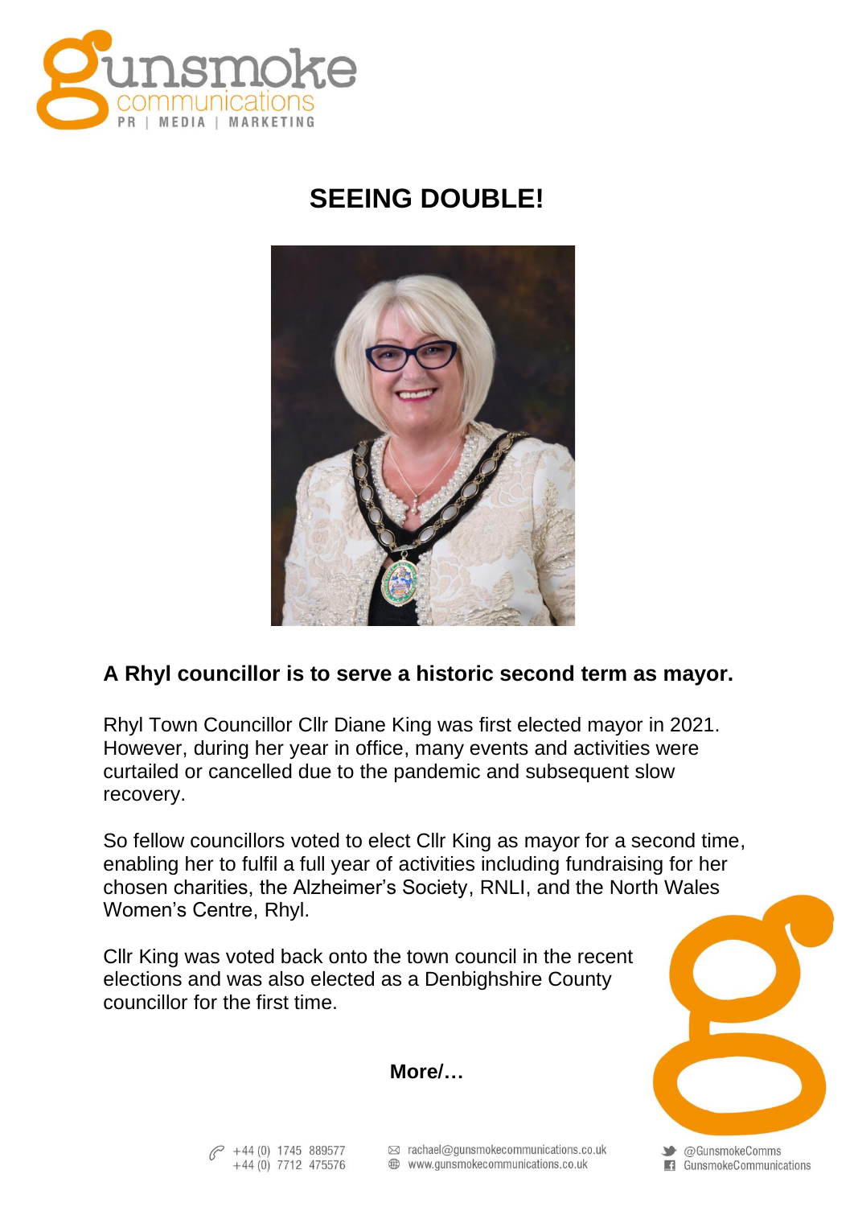# SEEING DOUBLE!

**A Rhyl councillor is to serve a historic second term as mayor.**

Rhyl Town Councillor Cllr Diane King was first elected mayor in 2021. However, during her year in office, many events and activities were curtailed or cancelled due to the pandemic and subsequent slow recovery.

So fellow councillors voted to elect Cllr King as mayor for a second time, enabling her to fulfil a full year of activities including fundraising for her chosen charities, the Alzheimer's Society, RNLI, and the North Wales Women's Centre, Rhyl.

Cllr King was voted back onto the town council in the recent elections and was also elected as a Denbighshire County councillor for the first time.

**More/…**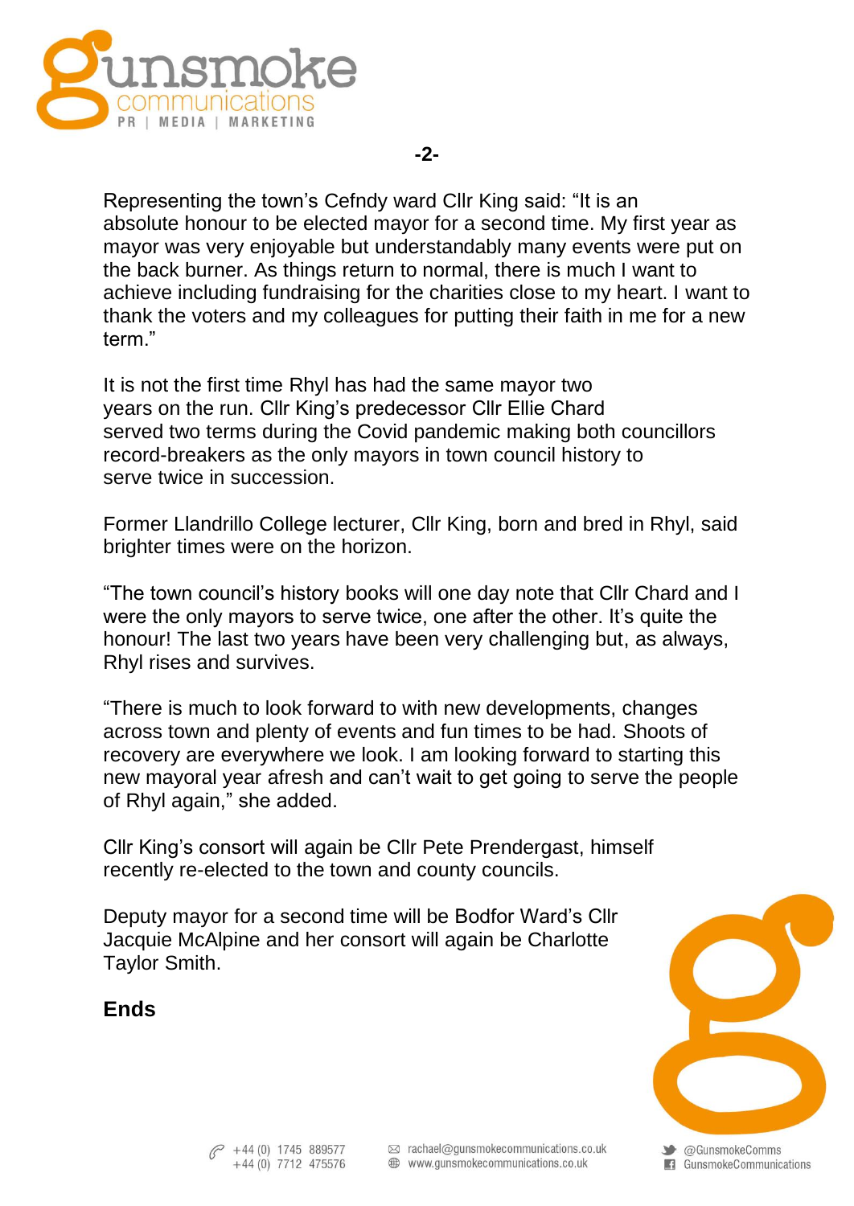Representing the town's Cefndy ward Cllr King said: "It is an absolute honour to be elected mayor for a second time. My first year as mayor was very enjoyable but understandably many events were put on the back burner. As things return to normal, there is much I want to achieve including fundraising for the charities close to my heart. I want to thank the voters and my colleagues for putting their faith in me for a new term."

It is not the first time Rhyl has had the same mayor two years on the run. Cllr King's predecessor Cllr Ellie Chard served two terms during the Covid pandemic making both councillors record-breakers as the only mayors in town council history to serve twice in succession.

Former Llandrillo College lecturer, Cllr King, born and bred in Rhyl, said brighter times were on the horizon.

"The town council's history books will one day note that Cllr Chard and I were the only mayors to serve twice, one after the other. It's quite the honour! The last two years have been very challenging but, as always, Rhyl rises and survives.

"There is much to look forward to with new developments, changes across town and plenty of events and fun times to be had. Shoots of recovery are everywhere we look. I am looking forward to starting this new mayoral year afresh and can't wait to get going to serve the people of Rhyl again," she added.

Cllr King's consort will again be Cllr Pete Prendergast, himself recently re-elected to the town and county councils.

Deputy mayor for a second time will be Bodfor Ward's Cllr Jacquie McAlpine and her consort will again be Charlotte Taylor Smith.

**Ends**